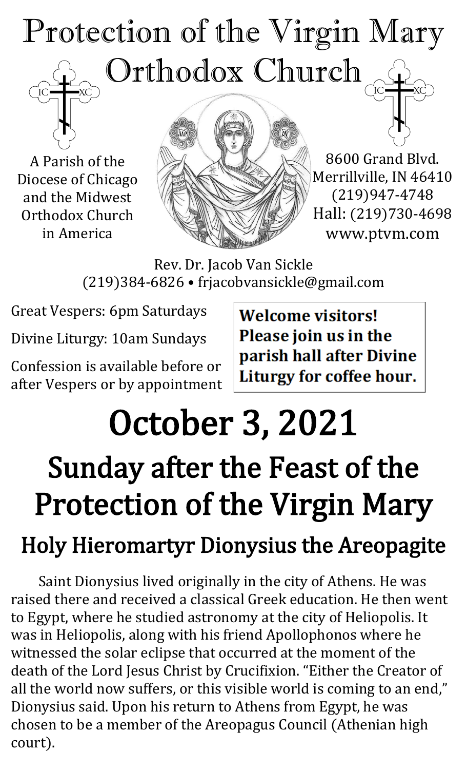# Protection of the Virgin Mary Orthodox Church

A Parish of the Diocese of Chicago and the Midwest Orthodox Church in America

8600 Grand Blvd.
Merrillville, IN 46410
(219)947-4748
Hall: (219)730-4698
www.ptvm.com

Rev. Dr. Jacob Van Sickle
(219)384-6826 • frjacobvansickle@gmail.com

Great Vespers: 6pm Saturdays

Divine Liturgy: 10am Sundays

Confession is available before or after Vespers or by appointment

**Welcome visitors! Please join us in the parish hall after Divine Liturgy for coffee hour.**

# October 3, 2021

## Sunday after the Feast of the Protection of the Virgin Mary

### Holy Hieromartyr Dionysius the Areopagite

Saint Dionysius lived originally in the city of Athens. He was raised there and received a classical Greek education. He then went to Egypt, where he studied astronomy at the city of Heliopolis. It was in Heliopolis, along with his friend Apollophonos where he witnessed the solar eclipse that occurred at the moment of the death of the Lord Jesus Christ by Crucifixion. "Either the Creator of all the world now suffers, or this visible world is coming to an end," Dionysius said. Upon his return to Athens from Egypt, he was chosen to be a member of the Areopagus Council (Athenian high court).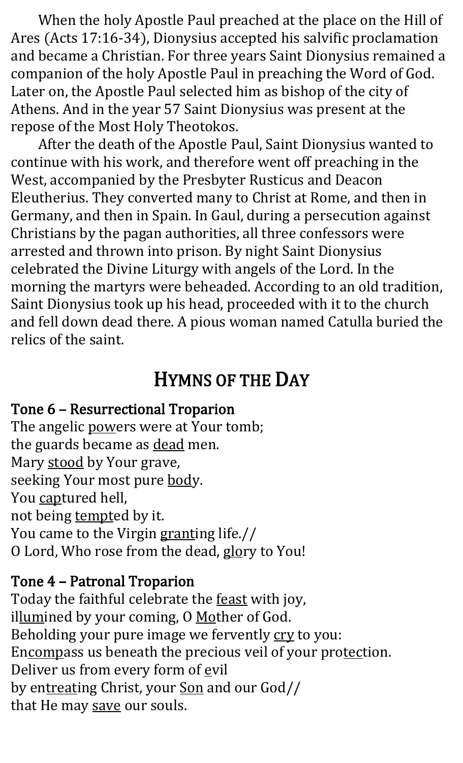When the holy Apostle Paul preached at the place on the Hill of Ares (Acts 17:16-34), Dionysius accepted his salvific proclamation and became a Christian. For three years Saint Dionysius remained a companion of the holy Apostle Paul in preaching the Word of God. Later on, the Apostle Paul selected him as bishop of the city of Athens. And in the year 57 Saint Dionysius was present at the repose of the Most Holy Theotokos.

After the death of the Apostle Paul, Saint Dionysius wanted to continue with his work, and therefore went off preaching in the West, accompanied by the Presbyter Rusticus and Deacon Eleutherius. They converted many to Christ at Rome, and then in Germany, and then in Spain. In Gaul, during a persecution against Christians by the pagan authorities, all three confessors were arrested and thrown into prison. By night Saint Dionysius celebrated the Divine Liturgy with angels of the Lord. In the morning the martyrs were beheaded. According to an old tradition, Saint Dionysius took up his head, proceeded with it to the church and fell down dead there. A pious woman named Catulla buried the relics of the saint.

# HYMNS OF THE DAY

### Tone 6 – Resurrectional Troparion

The angelic <u>pow</u>ers were at Your tomb;
the guards became as <u>dead</u> men.
Mary <u>stood</u> by Your grave,
seeking Your most pure <u>bod</u>y.
You <u>cap</u>tured hell,
not being <u>tempt</u>ed by it.
You came to the Virgin <u>grant</u>ing life.//
O Lord, Who rose from the dead, <u>glo</u>ry to You!

### Tone 4 – Patronal Troparion

Today the faithful celebrate the <u>feast</u> with joy,
il<u>lum</u>ined by your coming, O <u>Mo</u>ther of God.
Beholding your pure image we fervently <u>cry</u> to you:
En<u>comp</u>ass us beneath the precious veil of your pro<u>tec</u>tion.
Deliver us from every form of <u>e</u>vil
by en<u>treat</u>ing Christ, your <u>Son</u> and our God//
that He may <u>save</u> our souls.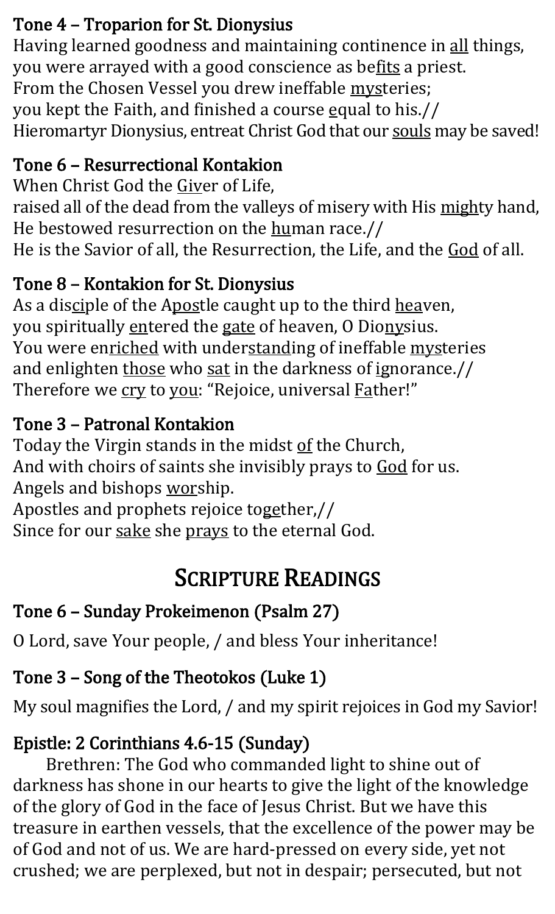### Tone 4 – Troparion for St. Dionysius

Having learned goodness and maintaining continence in <u>all</u> things,
you were arrayed with a good conscience as be<u>fits</u> a priest.
From the Chosen Vessel you drew ineffable <u>mys</u>teries;
you kept the Faith, and finished a course <u>e</u>qual to his.//
Hieromartyr Dionysius, entreat Christ God that our <u>souls</u> may be saved!

### Tone 6 – Resurrectional Kontakion

When Christ God the <u>Giv</u>er of Life,
raised all of the dead from the valleys of misery with His <u>migh</u>ty hand,
He bestowed resurrection on the <u>hu</u>man race.//
He is the Savior of all, the Resurrection, the Life, and the <u>God</u> of all.

### Tone 8 – Kontakion for St. Dionysius

As a dis<u>ci</u>ple of the A<u>pos</u>tle caught up to the third <u>hea</u>ven,
you spiritually <u>en</u>tered the <u>gate</u> of heaven, O Dio<u>ny</u>sius.
You were en<u>riched</u> with under<u>stand</u>ing of ineffable <u>mys</u>teries
and enlighten <u>those</u> who <u>sat</u> in the darkness of <u>ig</u>norance.//
Therefore we <u>cry</u> to <u>you</u>: "Rejoice, universal <u>Fa</u>ther!"

### Tone 3 – Patronal Kontakion

Today the Virgin stands in the midst <u>of</u> the Church,
And with choirs of saints she invisibly prays to <u>God</u> for us.
Angels and bishops <u>wor</u>ship.
Apostles and prophets rejoice to<u>ge</u>ther,//
Since for our <u>sake</u> she <u>prays</u> to the eternal God.

## Scripture Readings

### Tone 6 – Sunday Prokeimenon (Psalm 27)

O Lord, save Your people, / and bless Your inheritance!

### Tone 3 – Song of the Theotokos (Luke 1)

My soul magnifies the Lord, / and my spirit rejoices in God my Savior!

### Epistle: 2 Corinthians 4.6-15 (Sunday)

Brethren: The God who commanded light to shine out of darkness has shone in our hearts to give the light of the knowledge of the glory of God in the face of Jesus Christ. But we have this treasure in earthen vessels, that the excellence of the power may be of God and not of us. We are hard-pressed on every side, yet not crushed; we are perplexed, but not in despair; persecuted, but not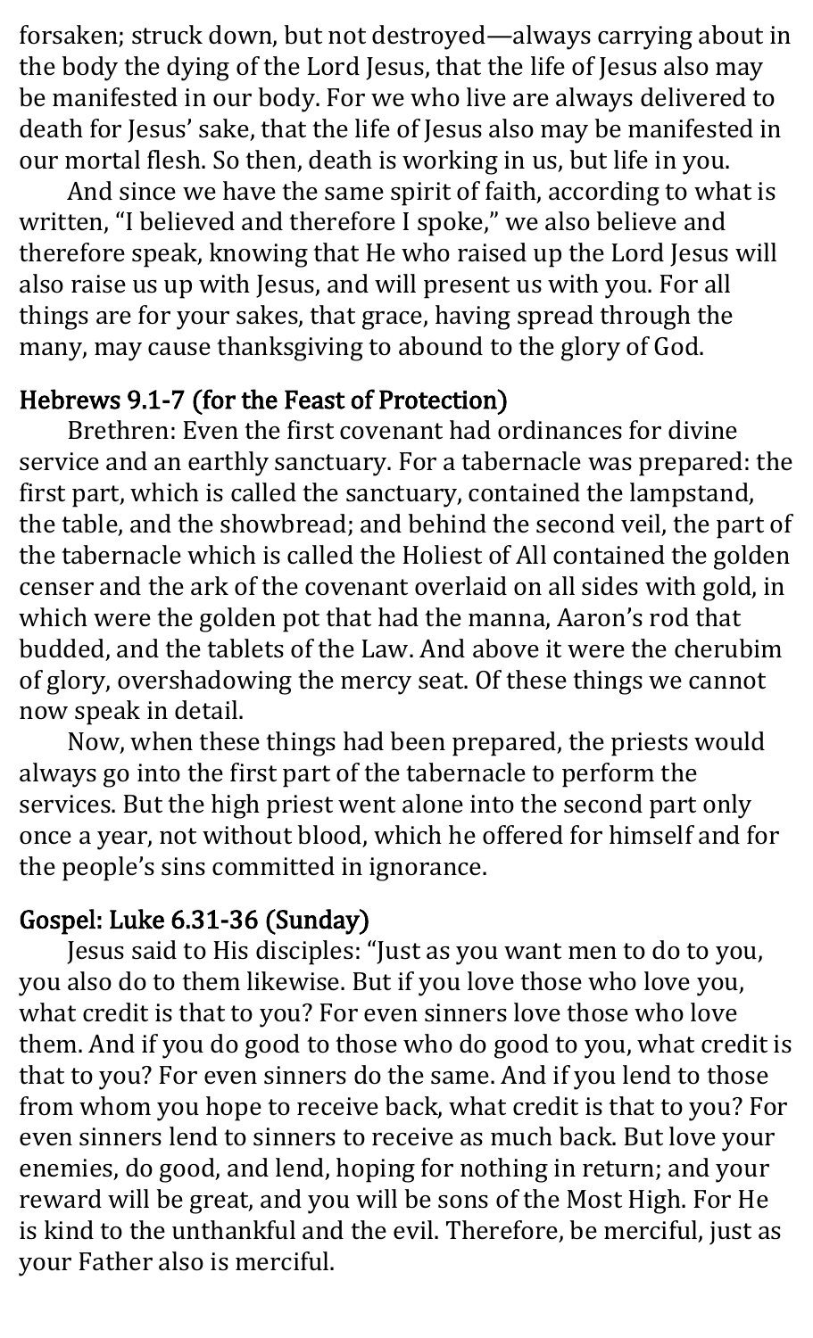forsaken; struck down, but not destroyed—always carrying about in the body the dying of the Lord Jesus, that the life of Jesus also may be manifested in our body. For we who live are always delivered to death for Jesus' sake, that the life of Jesus also may be manifested in our mortal flesh. So then, death is working in us, but life in you.

And since we have the same spirit of faith, according to what is written, "I believed and therefore I spoke," we also believe and therefore speak, knowing that He who raised up the Lord Jesus will also raise us up with Jesus, and will present us with you. For all things are for your sakes, that grace, having spread through the many, may cause thanksgiving to abound to the glory of God.

## Hebrews 9.1-7 (for the Feast of Protection)

Brethren: Even the first covenant had ordinances for divine service and an earthly sanctuary. For a tabernacle was prepared: the first part, which is called the sanctuary, contained the lampstand, the table, and the showbread; and behind the second veil, the part of the tabernacle which is called the Holiest of All contained the golden censer and the ark of the covenant overlaid on all sides with gold, in which were the golden pot that had the manna, Aaron's rod that budded, and the tablets of the Law. And above it were the cherubim of glory, overshadowing the mercy seat. Of these things we cannot now speak in detail.

Now, when these things had been prepared, the priests would always go into the first part of the tabernacle to perform the services. But the high priest went alone into the second part only once a year, not without blood, which he offered for himself and for the people's sins committed in ignorance.

## Gospel: Luke 6.31-36 (Sunday)

Jesus said to His disciples: "Just as you want men to do to you, you also do to them likewise. But if you love those who love you, what credit is that to you? For even sinners love those who love them. And if you do good to those who do good to you, what credit is that to you? For even sinners do the same. And if you lend to those from whom you hope to receive back, what credit is that to you? For even sinners lend to sinners to receive as much back. But love your enemies, do good, and lend, hoping for nothing in return; and your reward will be great, and you will be sons of the Most High. For He is kind to the unthankful and the evil. Therefore, be merciful, just as your Father also is merciful.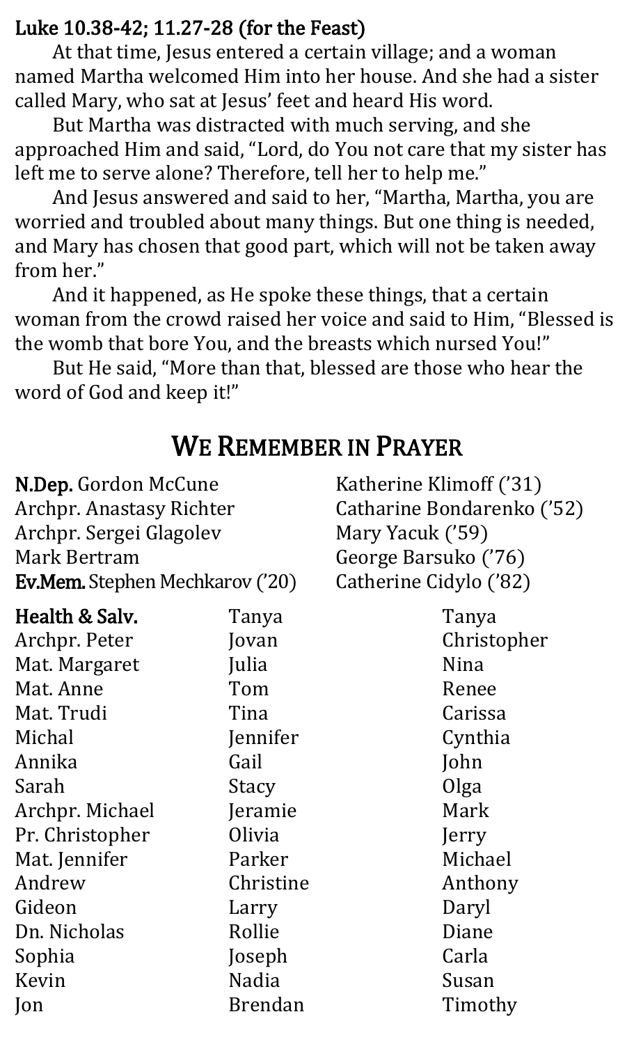**Luke 10.38-42; 11.27-28 (for the Feast)**

At that time, Jesus entered a certain village; and a woman named Martha welcomed Him into her house. And she had a sister called Mary, who sat at Jesus' feet and heard His word.

But Martha was distracted with much serving, and she approached Him and said, "Lord, do You not care that my sister has left me to serve alone? Therefore, tell her to help me."

And Jesus answered and said to her, "Martha, Martha, you are worried and troubled about many things. But one thing is needed, and Mary has chosen that good part, which will not be taken away from her."

And it happened, as He spoke these things, that a certain woman from the crowd raised her voice and said to Him, "Blessed is the womb that bore You, and the breasts which nursed You!"

But He said, "More than that, blessed are those who hear the word of God and keep it!"

## We Remember in Prayer

**N.Dep.** Gordon McCune
Archpr. Anastasy Richter
Archpr. Sergei Glagolev
Mark Bertram
**Ev.Mem.** Stephen Mechkarov ('20)
Katherine Klimoff ('31)
Catharine Bondarenko ('52)
Mary Yacuk ('59)
George Barsuko ('76)
Catherine Cidylo ('82)

**Health & Salv.**
Archpr. Peter
Mat. Margaret
Mat. Anne
Mat. Trudi
Michal
Annika
Sarah
Archpr. Michael
Pr. Christopher
Mat. Jennifer
Andrew
Gideon
Dn. Nicholas
Sophia
Kevin
Jon
Tanya
Jovan
Julia
Tom
Tina
Jennifer
Gail
Stacy
Jeramie
Olivia
Parker
Christine
Larry
Rollie
Joseph
Nadia
Brendan
Tanya
Christopher
Nina
Renee
Carissa
Cynthia
John
Olga
Mark
Jerry
Michael
Anthony
Daryl
Diane
Carla
Susan
Timothy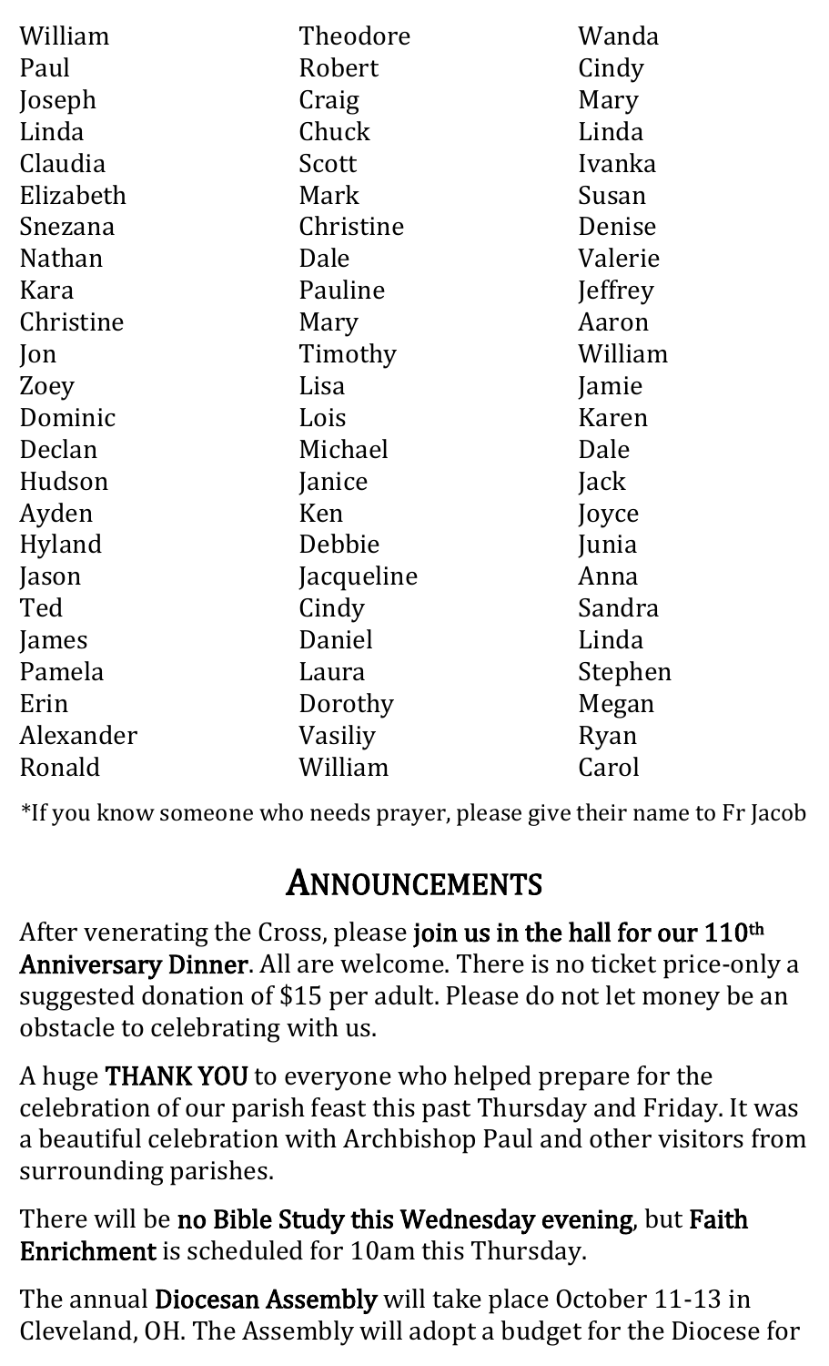William
Paul
Joseph
Linda
Claudia
Elizabeth
Snezana
Nathan
Kara
Christine
Jon
Zoey
Dominic
Declan
Hudson
Ayden
Hyland
Jason
Ted
James
Pamela
Erin
Alexander
Ronald

Theodore
Robert
Craig
Chuck
Scott
Mark
Christine
Dale
Pauline
Mary
Timothy
Lisa
Lois
Michael
Janice
Ken
Debbie
Jacqueline
Cindy
Daniel
Laura
Dorothy
Vasiliy
William

Wanda
Cindy
Mary
Linda
Ivanka
Susan
Denise
Valerie
Jeffrey
Aaron
William
Jamie
Karen
Dale
Jack
Joyce
Junia
Anna
Sandra
Linda
Stephen
Megan
Ryan
Carol

*If you know someone who needs prayer, please give their name to Fr Jacob

## ANNOUNCEMENTS

After venerating the Cross, please **join us in the hall for our 110th Anniversary Dinner**. All are welcome. There is no ticket price-only a suggested donation of $15 per adult. Please do not let money be an obstacle to celebrating with us.

A huge **THANK YOU** to everyone who helped prepare for the celebration of our parish feast this past Thursday and Friday. It was a beautiful celebration with Archbishop Paul and other visitors from surrounding parishes.

There will be **no Bible Study this Wednesday evening**, but **Faith Enrichment** is scheduled for 10am this Thursday.

The annual **Diocesan Assembly** will take place October 11-13 in Cleveland, OH. The Assembly will adopt a budget for the Diocese for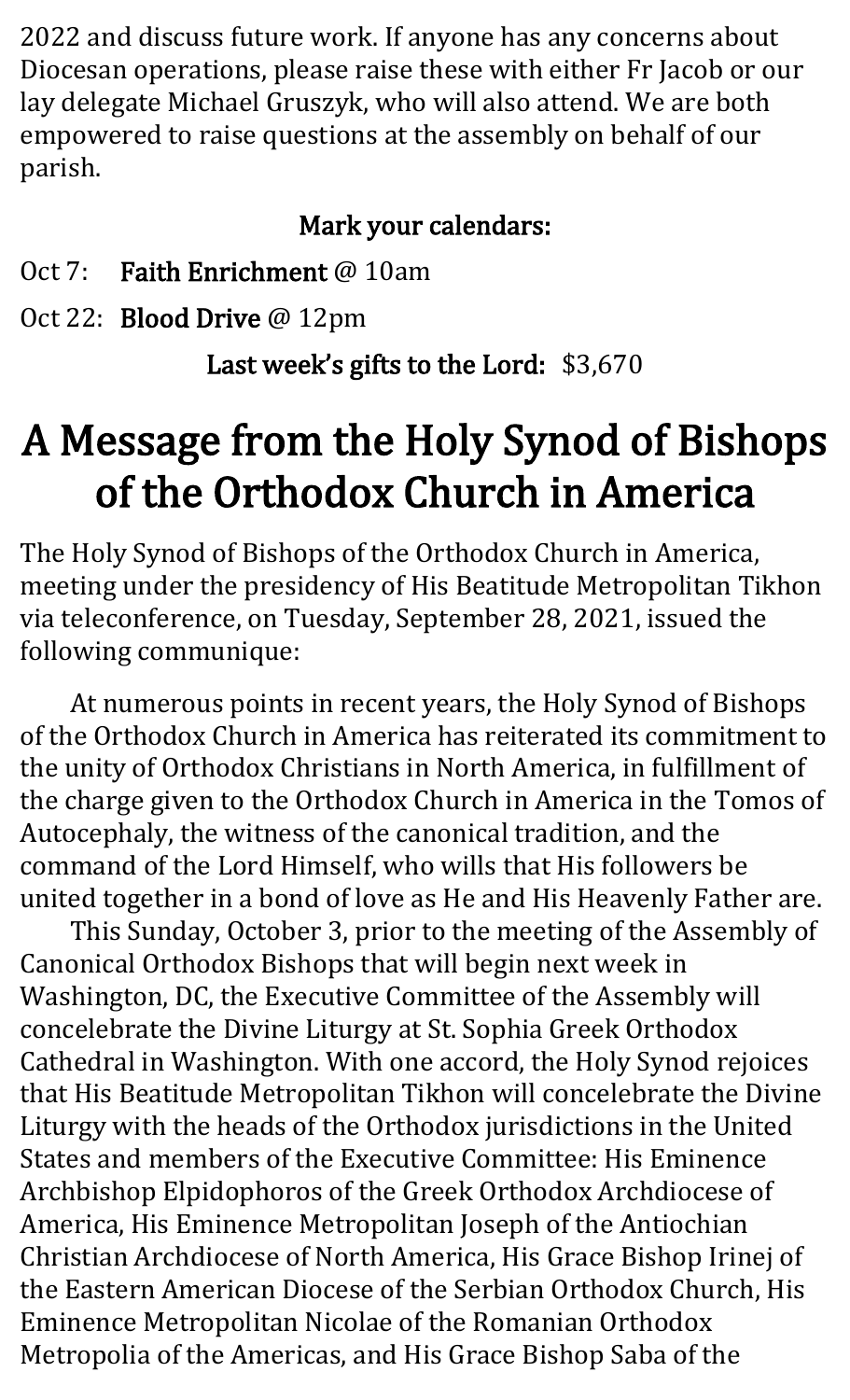2022 and discuss future work. If anyone has any concerns about Diocesan operations, please raise these with either Fr Jacob or our lay delegate Michael Gruszyk, who will also attend. We are both empowered to raise questions at the assembly on behalf of our parish.

**Mark your calendars:**

Oct 7: **Faith Enrichment** @ 10am

Oct 22: **Blood Drive** @ 12pm

**Last week's gifts to the Lord:** $3,670

# A Message from the Holy Synod of Bishops of the Orthodox Church in America

The Holy Synod of Bishops of the Orthodox Church in America, meeting under the presidency of His Beatitude Metropolitan Tikhon via teleconference, on Tuesday, September 28, 2021, issued the following communique:

At numerous points in recent years, the Holy Synod of Bishops of the Orthodox Church in America has reiterated its commitment to the unity of Orthodox Christians in North America, in fulfillment of the charge given to the Orthodox Church in America in the Tomos of Autocephaly, the witness of the canonical tradition, and the command of the Lord Himself, who wills that His followers be united together in a bond of love as He and His Heavenly Father are.

This Sunday, October 3, prior to the meeting of the Assembly of Canonical Orthodox Bishops that will begin next week in Washington, DC, the Executive Committee of the Assembly will concelebrate the Divine Liturgy at St. Sophia Greek Orthodox Cathedral in Washington. With one accord, the Holy Synod rejoices that His Beatitude Metropolitan Tikhon will concelebrate the Divine Liturgy with the heads of the Orthodox jurisdictions in the United States and members of the Executive Committee: His Eminence Archbishop Elpidophoros of the Greek Orthodox Archdiocese of America, His Eminence Metropolitan Joseph of the Antiochian Christian Archdiocese of North America, His Grace Bishop Irinej of the Eastern American Diocese of the Serbian Orthodox Church, His Eminence Metropolitan Nicolae of the Romanian Orthodox Metropolia of the Americas, and His Grace Bishop Saba of the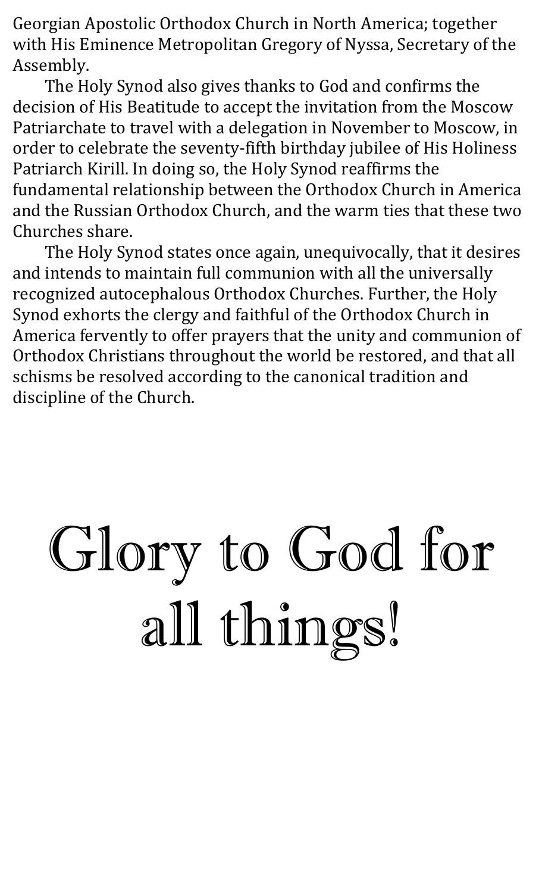Georgian Apostolic Orthodox Church in North America; together with His Eminence Metropolitan Gregory of Nyssa, Secretary of the Assembly.

The Holy Synod also gives thanks to God and confirms the decision of His Beatitude to accept the invitation from the Moscow Patriarchate to travel with a delegation in November to Moscow, in order to celebrate the seventy-fifth birthday jubilee of His Holiness Patriarch Kirill. In doing so, the Holy Synod reaffirms the fundamental relationship between the Orthodox Church in America and the Russian Orthodox Church, and the warm ties that these two Churches share.

The Holy Synod states once again, unequivocally, that it desires and intends to maintain full communion with all the universally recognized autocephalous Orthodox Churches. Further, the Holy Synod exhorts the clergy and faithful of the Orthodox Church in America fervently to offer prayers that the unity and communion of Orthodox Christians throughout the world be restored, and that all schisms be resolved according to the canonical tradition and discipline of the Church.

# Glory to God for all things!